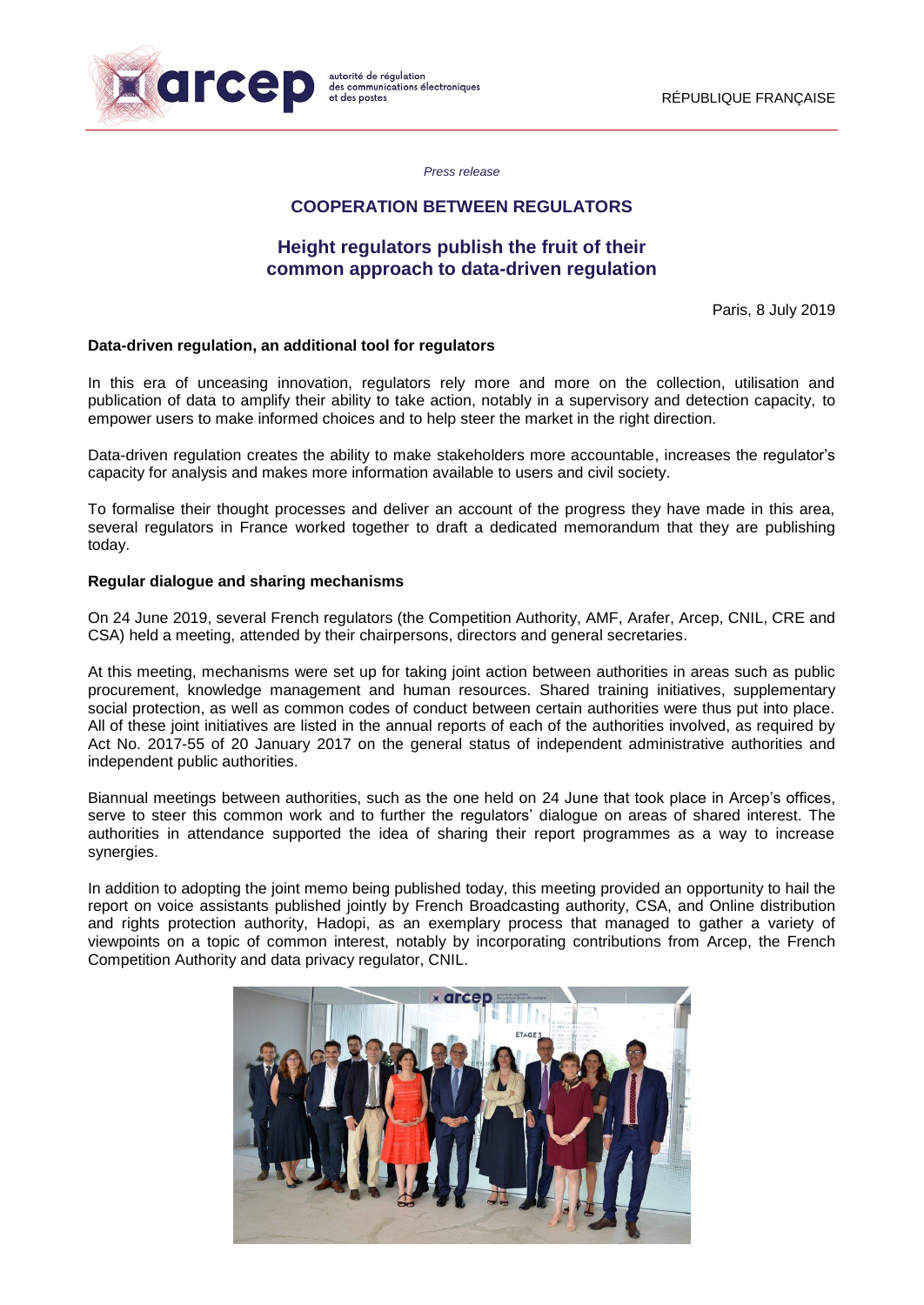*Press release*

# COOPERATION BETWEEN REGULATORS

## Height regulators publish the fruit of their common approach to data-driven regulation

Paris, 8 July 2019

**Data-driven regulation, an additional tool for regulators**

In this era of unceasing innovation, regulators rely more and more on the collection, utilisation and publication of data to amplify their ability to take action, notably in a supervisory and detection capacity, to empower users to make informed choices and to help steer the market in the right direction.

Data-driven regulation creates the ability to make stakeholders more accountable, increases the regulator's capacity for analysis and makes more information available to users and civil society.

To formalise their thought processes and deliver an account of the progress they have made in this area, several regulators in France worked together to draft a dedicated memorandum that they are publishing today.

**Regular dialogue and sharing mechanisms**

On 24 June 2019, several French regulators (the Competition Authority, AMF, Arafer, Arcep, CNIL, CRE and CSA) held a meeting, attended by their chairpersons, directors and general secretaries.

At this meeting, mechanisms were set up for taking joint action between authorities in areas such as public procurement, knowledge management and human resources. Shared training initiatives, supplementary social protection, as well as common codes of conduct between certain authorities were thus put into place. All of these joint initiatives are listed in the annual reports of each of the authorities involved, as required by Act No. 2017-55 of 20 January 2017 on the general status of independent administrative authorities and independent public authorities.

Biannual meetings between authorities, such as the one held on 24 June that took place in Arcep's offices, serve to steer this common work and to further the regulators' dialogue on areas of shared interest. The authorities in attendance supported the idea of sharing their report programmes as a way to increase synergies.

In addition to adopting the joint memo being published today, this meeting provided an opportunity to hail the report on voice assistants published jointly by French Broadcasting authority, CSA, and Online distribution and rights protection authority, Hadopi, as an exemplary process that managed to gather a variety of viewpoints on a topic of common interest, notably by incorporating contributions from Arcep, the French Competition Authority and data privacy regulator, CNIL.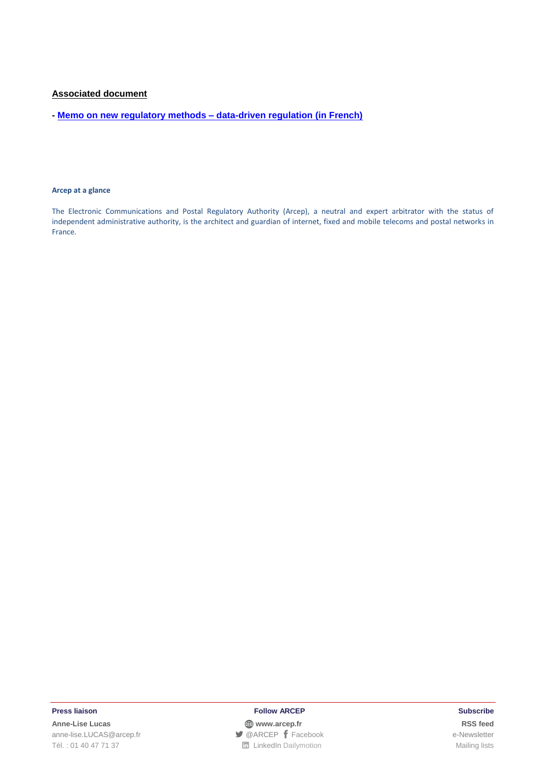## Associated document

- **Memo on new regulatory methods – data-driven regulation (in French)**

**Arcep at a glance**

The Electronic Communications and Postal Regulatory Authority (Arcep), a neutral and expert arbitrator with the status of independent administrative authority, is the architect and guardian of internet, fixed and mobile telecoms and postal networks in France.

**Press liaison**
**Anne-Lise Lucas**
anne-lise.LUCAS@arcep.fr
Tél. : 01 40 47 71 37

**Follow ARCEP**
**www.arcep.fr**
@ARCEP Facebook
LinkedIn Dailymotion

**Subscribe**
**RSS feed**
e-Newsletter
Mailing lists